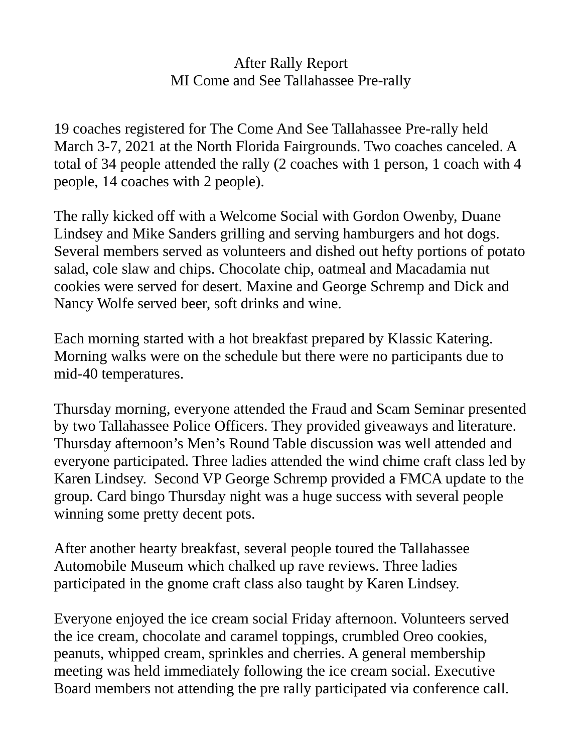# After Rally Report
## MI Come and See Tallahassee Pre-rally

19 coaches registered for The Come And See Tallahassee Pre-rally held March 3-7, 2021 at the North Florida Fairgrounds. Two coaches canceled. A total of 34 people attended the rally (2 coaches with 1 person, 1 coach with 4 people, 14 coaches with 2 people).

The rally kicked off with a Welcome Social with Gordon Owenby, Duane Lindsey and Mike Sanders grilling and serving hamburgers and hot dogs. Several members served as volunteers and dished out hefty portions of potato salad, cole slaw and chips. Chocolate chip, oatmeal and Macadamia nut cookies were served for desert. Maxine and George Schremp and Dick and Nancy Wolfe served beer, soft drinks and wine.

Each morning started with a hot breakfast prepared by Klassic Katering. Morning walks were on the schedule but there were no participants due to mid-40 temperatures.

Thursday morning, everyone attended the Fraud and Scam Seminar presented by two Tallahassee Police Officers. They provided giveaways and literature. Thursday afternoon's Men's Round Table discussion was well attended and everyone participated. Three ladies attended the wind chime craft class led by Karen Lindsey. Second VP George Schremp provided a FMCA update to the group. Card bingo Thursday night was a huge success with several people winning some pretty decent pots.

After another hearty breakfast, several people toured the Tallahassee Automobile Museum which chalked up rave reviews. Three ladies participated in the gnome craft class also taught by Karen Lindsey.

Everyone enjoyed the ice cream social Friday afternoon. Volunteers served the ice cream, chocolate and caramel toppings, crumbled Oreo cookies, peanuts, whipped cream, sprinkles and cherries. A general membership meeting was held immediately following the ice cream social. Executive Board members not attending the pre rally participated via conference call.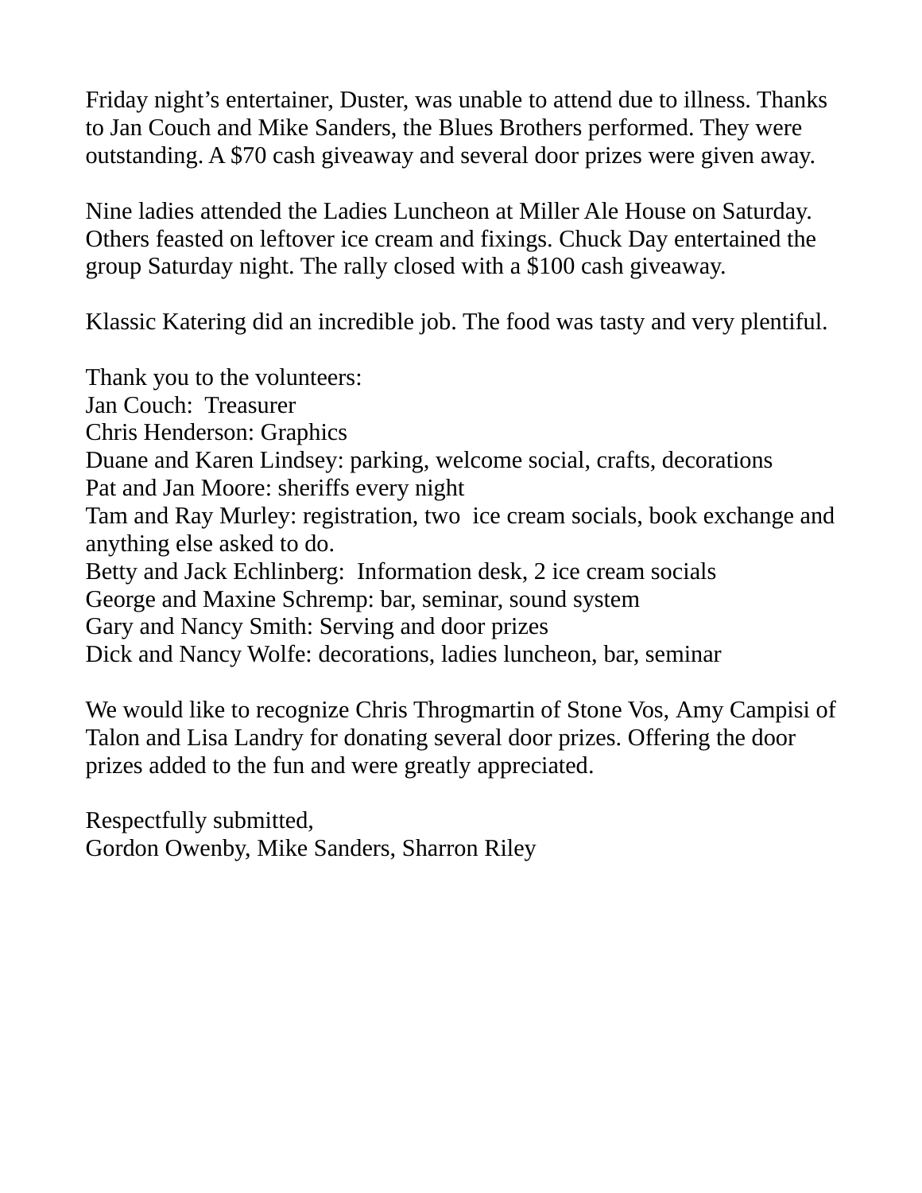Friday night's entertainer, Duster, was unable to attend due to illness. Thanks to Jan Couch and Mike Sanders, the Blues Brothers performed. They were outstanding. A $70 cash giveaway and several door prizes were given away.

Nine ladies attended the Ladies Luncheon at Miller Ale House on Saturday. Others feasted on leftover ice cream and fixings. Chuck Day entertained the group Saturday night. The rally closed with a $100 cash giveaway.

Klassic Katering did an incredible job. The food was tasty and very plentiful.

Thank you to the volunteers:
Jan Couch: Treasurer
Chris Henderson: Graphics
Duane and Karen Lindsey: parking, welcome social, crafts, decorations
Pat and Jan Moore: sheriffs every night
Tam and Ray Murley: registration, two ice cream socials, book exchange and anything else asked to do.
Betty and Jack Echlinberg: Information desk, 2 ice cream socials
George and Maxine Schremp: bar, seminar, sound system
Gary and Nancy Smith: Serving and door prizes
Dick and Nancy Wolfe: decorations, ladies luncheon, bar, seminar

We would like to recognize Chris Throgmartin of Stone Vos, Amy Campisi of Talon and Lisa Landry for donating several door prizes. Offering the door prizes added to the fun and were greatly appreciated.

Respectfully submitted,
Gordon Owenby, Mike Sanders, Sharron Riley